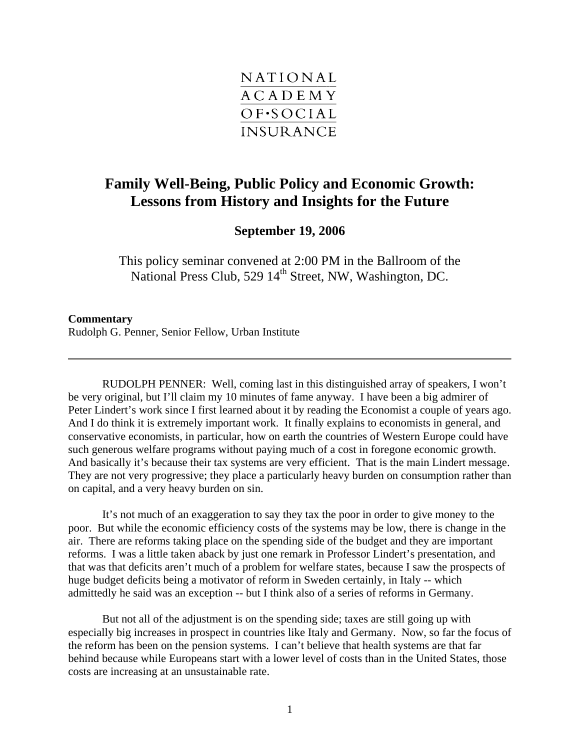NATIONAL
ACADEMY
OF·SOCIAL
INSURANCE

# Family Well-Being, Public Policy and Economic Growth: Lessons from History and Insights for the Future

**September 19, 2006**

This policy seminar convened at 2:00 PM in the Ballroom of the National Press Club, 529 14th Street, NW, Washington, DC.

**Commentary**
Rudolph G. Penner, Senior Fellow, Urban Institute

---

RUDOLPH PENNER: Well, coming last in this distinguished array of speakers, I won't be very original, but I'll claim my 10 minutes of fame anyway. I have been a big admirer of Peter Lindert's work since I first learned about it by reading the Economist a couple of years ago. And I do think it is extremely important work. It finally explains to economists in general, and conservative economists, in particular, how on earth the countries of Western Europe could have such generous welfare programs without paying much of a cost in foregone economic growth. And basically it's because their tax systems are very efficient. That is the main Lindert message. They are not very progressive; they place a particularly heavy burden on consumption rather than on capital, and a very heavy burden on sin.

It's not much of an exaggeration to say they tax the poor in order to give money to the poor. But while the economic efficiency costs of the systems may be low, there is change in the air. There are reforms taking place on the spending side of the budget and they are important reforms. I was a little taken aback by just one remark in Professor Lindert's presentation, and that was that deficits aren't much of a problem for welfare states, because I saw the prospects of huge budget deficits being a motivator of reform in Sweden certainly, in Italy -- which admittedly he said was an exception -- but I think also of a series of reforms in Germany.

But not all of the adjustment is on the spending side; taxes are still going up with especially big increases in prospect in countries like Italy and Germany. Now, so far the focus of the reform has been on the pension systems. I can't believe that health systems are that far behind because while Europeans start with a lower level of costs than in the United States, those costs are increasing at an unsustainable rate.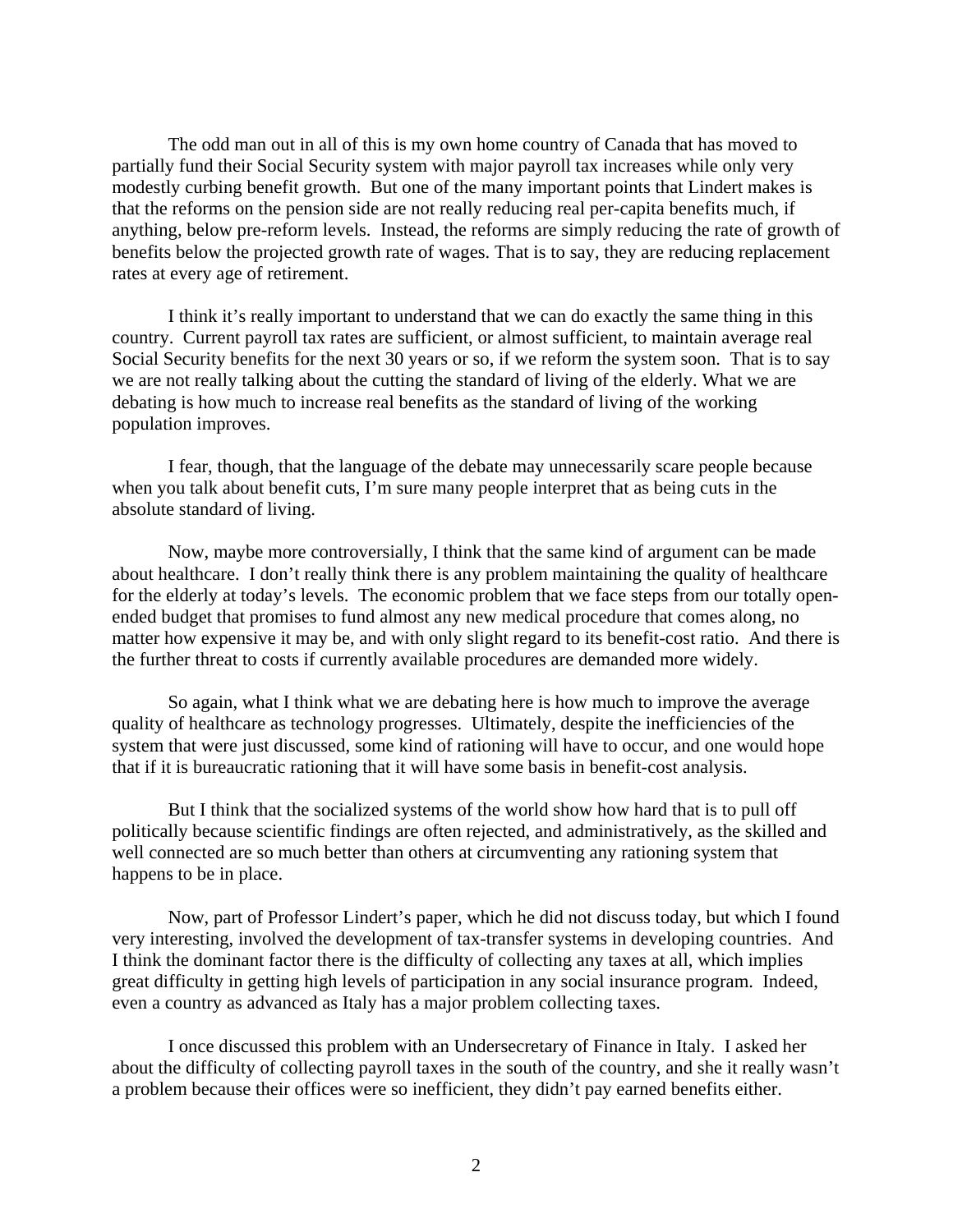The odd man out in all of this is my own home country of Canada that has moved to partially fund their Social Security system with major payroll tax increases while only very modestly curbing benefit growth. But one of the many important points that Lindert makes is that the reforms on the pension side are not really reducing real per-capita benefits much, if anything, below pre-reform levels. Instead, the reforms are simply reducing the rate of growth of benefits below the projected growth rate of wages. That is to say, they are reducing replacement rates at every age of retirement.

I think it's really important to understand that we can do exactly the same thing in this country. Current payroll tax rates are sufficient, or almost sufficient, to maintain average real Social Security benefits for the next 30 years or so, if we reform the system soon. That is to say we are not really talking about the cutting the standard of living of the elderly. What we are debating is how much to increase real benefits as the standard of living of the working population improves.

I fear, though, that the language of the debate may unnecessarily scare people because when you talk about benefit cuts, I'm sure many people interpret that as being cuts in the absolute standard of living.

Now, maybe more controversially, I think that the same kind of argument can be made about healthcare. I don't really think there is any problem maintaining the quality of healthcare for the elderly at today's levels. The economic problem that we face steps from our totally open-ended budget that promises to fund almost any new medical procedure that comes along, no matter how expensive it may be, and with only slight regard to its benefit-cost ratio. And there is the further threat to costs if currently available procedures are demanded more widely.

So again, what I think what we are debating here is how much to improve the average quality of healthcare as technology progresses. Ultimately, despite the inefficiencies of the system that were just discussed, some kind of rationing will have to occur, and one would hope that if it is bureaucratic rationing that it will have some basis in benefit-cost analysis.

But I think that the socialized systems of the world show how hard that is to pull off politically because scientific findings are often rejected, and administratively, as the skilled and well connected are so much better than others at circumventing any rationing system that happens to be in place.

Now, part of Professor Lindert's paper, which he did not discuss today, but which I found very interesting, involved the development of tax-transfer systems in developing countries. And I think the dominant factor there is the difficulty of collecting any taxes at all, which implies great difficulty in getting high levels of participation in any social insurance program. Indeed, even a country as advanced as Italy has a major problem collecting taxes.

I once discussed this problem with an Undersecretary of Finance in Italy. I asked her about the difficulty of collecting payroll taxes in the south of the country, and she it really wasn't a problem because their offices were so inefficient, they didn't pay earned benefits either.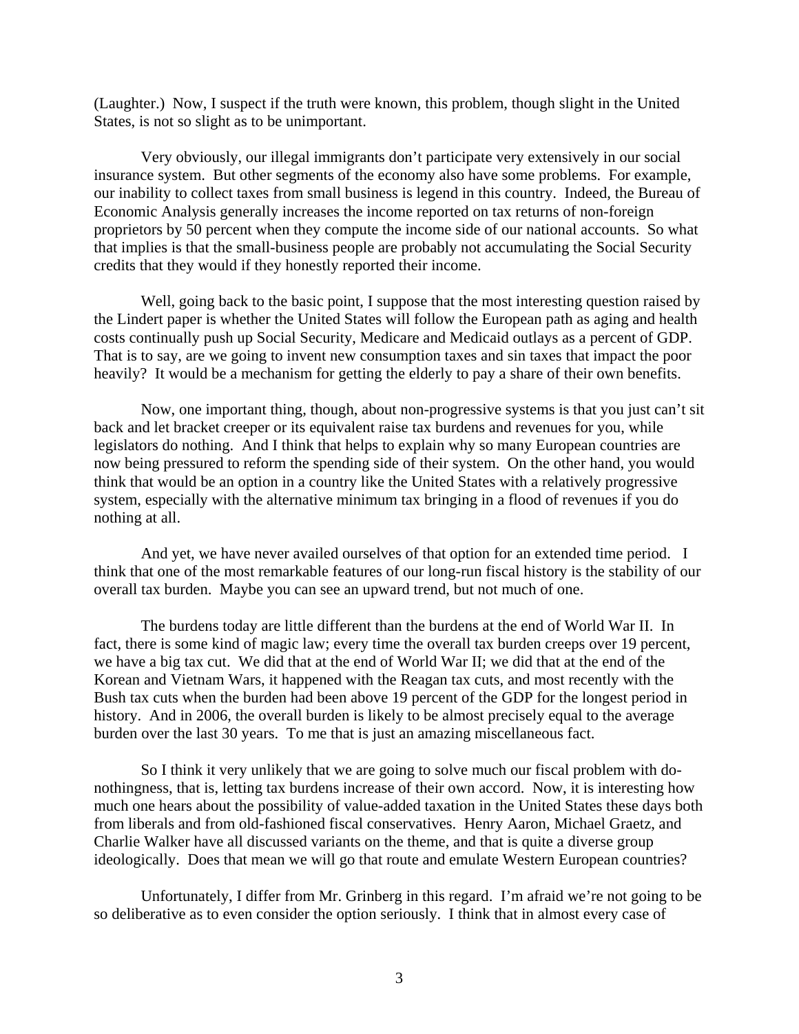(Laughter.) Now, I suspect if the truth were known, this problem, though slight in the United States, is not so slight as to be unimportant.

Very obviously, our illegal immigrants don't participate very extensively in our social insurance system. But other segments of the economy also have some problems. For example, our inability to collect taxes from small business is legend in this country. Indeed, the Bureau of Economic Analysis generally increases the income reported on tax returns of non-foreign proprietors by 50 percent when they compute the income side of our national accounts. So what that implies is that the small-business people are probably not accumulating the Social Security credits that they would if they honestly reported their income.

Well, going back to the basic point, I suppose that the most interesting question raised by the Lindert paper is whether the United States will follow the European path as aging and health costs continually push up Social Security, Medicare and Medicaid outlays as a percent of GDP. That is to say, are we going to invent new consumption taxes and sin taxes that impact the poor heavily? It would be a mechanism for getting the elderly to pay a share of their own benefits.

Now, one important thing, though, about non-progressive systems is that you just can't sit back and let bracket creeper or its equivalent raise tax burdens and revenues for you, while legislators do nothing. And I think that helps to explain why so many European countries are now being pressured to reform the spending side of their system. On the other hand, you would think that would be an option in a country like the United States with a relatively progressive system, especially with the alternative minimum tax bringing in a flood of revenues if you do nothing at all.

And yet, we have never availed ourselves of that option for an extended time period. I think that one of the most remarkable features of our long-run fiscal history is the stability of our overall tax burden. Maybe you can see an upward trend, but not much of one.

The burdens today are little different than the burdens at the end of World War II. In fact, there is some kind of magic law; every time the overall tax burden creeps over 19 percent, we have a big tax cut. We did that at the end of World War II; we did that at the end of the Korean and Vietnam Wars, it happened with the Reagan tax cuts, and most recently with the Bush tax cuts when the burden had been above 19 percent of the GDP for the longest period in history. And in 2006, the overall burden is likely to be almost precisely equal to the average burden over the last 30 years. To me that is just an amazing miscellaneous fact.

So I think it very unlikely that we are going to solve much our fiscal problem with do-nothingness, that is, letting tax burdens increase of their own accord. Now, it is interesting how much one hears about the possibility of value-added taxation in the United States these days both from liberals and from old-fashioned fiscal conservatives. Henry Aaron, Michael Graetz, and Charlie Walker have all discussed variants on the theme, and that is quite a diverse group ideologically. Does that mean we will go that route and emulate Western European countries?

Unfortunately, I differ from Mr. Grinberg in this regard. I'm afraid we're not going to be so deliberative as to even consider the option seriously. I think that in almost every case of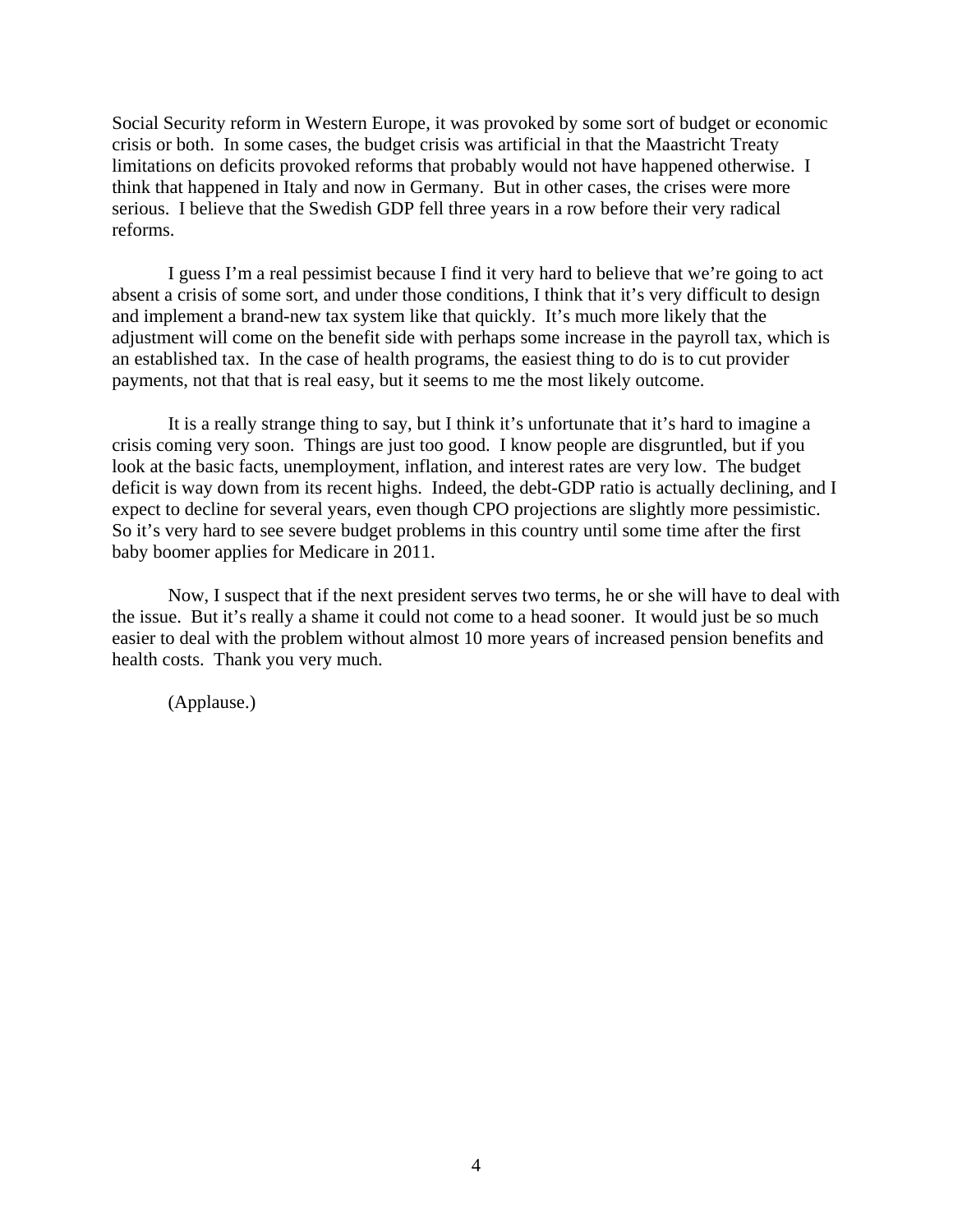Social Security reform in Western Europe, it was provoked by some sort of budget or economic crisis or both. In some cases, the budget crisis was artificial in that the Maastricht Treaty limitations on deficits provoked reforms that probably would not have happened otherwise. I think that happened in Italy and now in Germany. But in other cases, the crises were more serious. I believe that the Swedish GDP fell three years in a row before their very radical reforms.

I guess I'm a real pessimist because I find it very hard to believe that we're going to act absent a crisis of some sort, and under those conditions, I think that it's very difficult to design and implement a brand-new tax system like that quickly. It's much more likely that the adjustment will come on the benefit side with perhaps some increase in the payroll tax, which is an established tax. In the case of health programs, the easiest thing to do is to cut provider payments, not that that is real easy, but it seems to me the most likely outcome.

It is a really strange thing to say, but I think it's unfortunate that it's hard to imagine a crisis coming very soon. Things are just too good. I know people are disgruntled, but if you look at the basic facts, unemployment, inflation, and interest rates are very low. The budget deficit is way down from its recent highs. Indeed, the debt-GDP ratio is actually declining, and I expect to decline for several years, even though CPO projections are slightly more pessimistic. So it's very hard to see severe budget problems in this country until some time after the first baby boomer applies for Medicare in 2011.

Now, I suspect that if the next president serves two terms, he or she will have to deal with the issue. But it's really a shame it could not come to a head sooner. It would just be so much easier to deal with the problem without almost 10 more years of increased pension benefits and health costs. Thank you very much.

(Applause.)